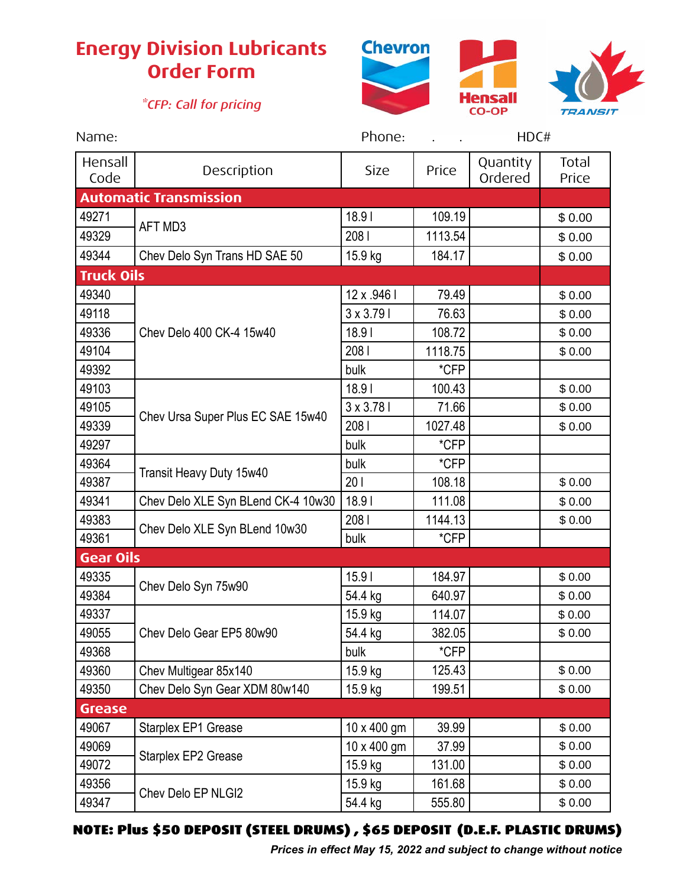# Energy Division Lubricants Order Form

*\*CFP: Call for pricing*

Name: Phone: . . HDC#

| Hensall Code | Description | Size | Price | Quantity Ordered | Total Price |
|---|---|---|---|---|---|
| **Automatic Transmission** | | | | | |
| 49271 | AFT MD3 | 18.9 l | 109.19 | | $ 0.00 |
| 49329 | | 208 l | 1113.54 | | $ 0.00 |
| 49344 | Chev Delo Syn Trans HD SAE 50 | 15.9 kg | 184.17 | | $ 0.00 |
| **Truck Oils** | | | | | |
| 49340 | Chev Delo 400 CK-4 15w40 | 12 x .946 l | 79.49 | | $ 0.00 |
| 49118 | | 3 x 3.79 l | 76.63 | | $ 0.00 |
| 49336 | | 18.9 l | 108.72 | | $ 0.00 |
| 49104 | | 208 l | 1118.75 | | $ 0.00 |
| 49392 | | bulk | *CFP | | |
| 49103 | Chev Ursa Super Plus EC SAE 15w40 | 18.9 l | 100.43 | | $ 0.00 |
| 49105 | | 3 x 3.78 l | 71.66 | | $ 0.00 |
| 49339 | | 208 l | 1027.48 | | $ 0.00 |
| 49297 | | bulk | *CFP | | |
| 49364 | Transit Heavy Duty 15w40 | bulk | *CFP | | |
| 49387 | | 20 l | 108.18 | | $ 0.00 |
| 49341 | Chev Delo XLE Syn BLend CK-4 10w30 | 18.9 l | 111.08 | | $ 0.00 |
| 49383 | Chev Delo XLE Syn BLend 10w30 | 208 l | 1144.13 | | $ 0.00 |
| 49361 | | bulk | *CFP | | |
| **Gear Oils** | | | | | |
| 49335 | Chev Delo Syn 75w90 | 15.9 l | 184.97 | | $ 0.00 |
| 49384 | | 54.4 kg | 640.97 | | $ 0.00 |
| 49337 | Chev Delo Gear EP5 80w90 | 15.9 kg | 114.07 | | $ 0.00 |
| 49055 | | 54.4 kg | 382.05 | | $ 0.00 |
| 49368 | | bulk | *CFP | | |
| 49360 | Chev Multigear 85x140 | 15.9 kg | 125.43 | | $ 0.00 |
| 49350 | Chev Delo Syn Gear XDM 80w140 | 15.9 kg | 199.51 | | $ 0.00 |
| **Grease** | | | | | |
| 49067 | Starplex EP1 Grease | 10 x 400 gm | 39.99 | | $ 0.00 |
| 49069 | Starplex EP2 Grease | 10 x 400 gm | 37.99 | | $ 0.00 |
| 49072 | | 15.9 kg | 131.00 | | $ 0.00 |
| 49356 | Chev Delo EP NLGI2 | 15.9 kg | 161.68 | | $ 0.00 |
| 49347 | | 54.4 kg | 555.80 | | $ 0.00 |

**NOTE: Plus $50 DEPOSIT (STEEL DRUMS) , $65 DEPOSIT (D.E.F. PLASTIC DRUMS)**

***Prices in effect May 15, 2022 and subject to change without notice***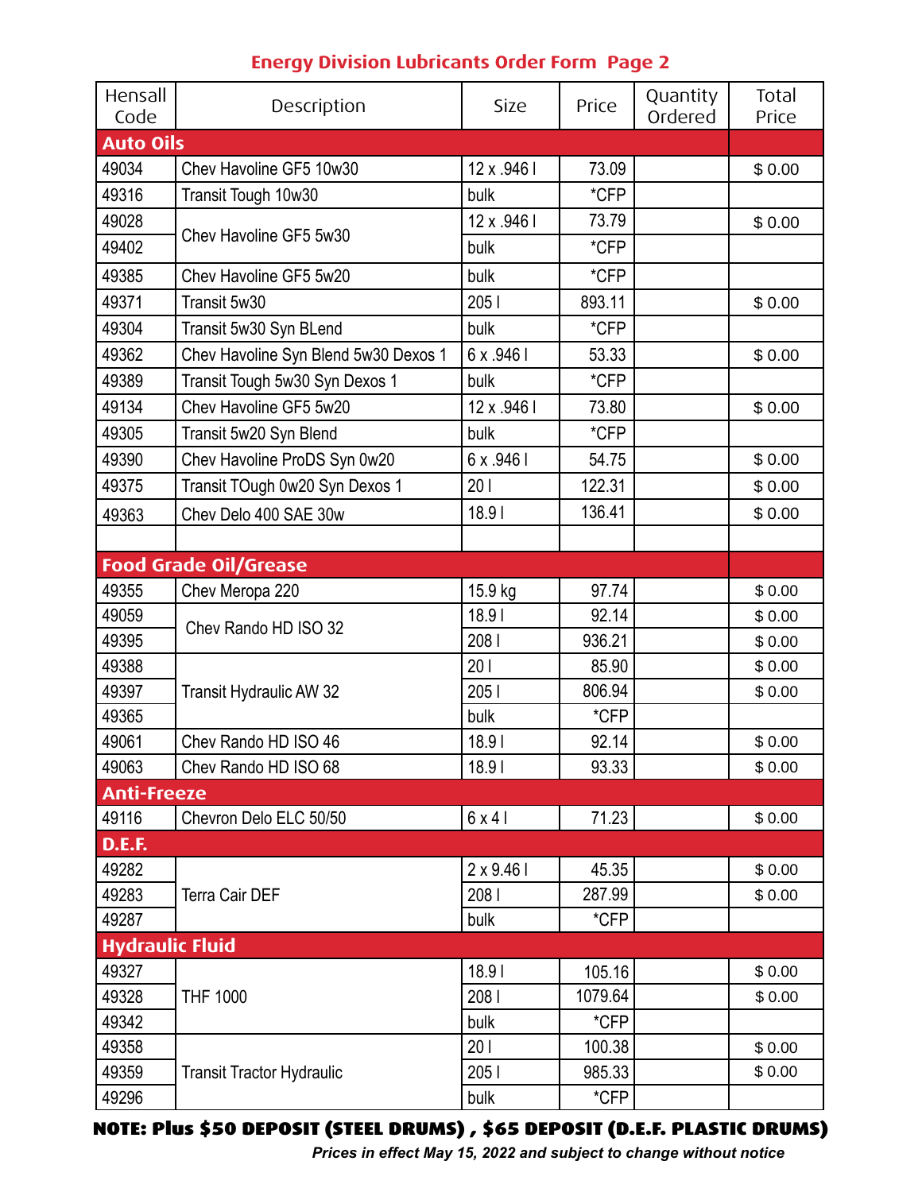## Energy Division Lubricants Order Form  Page 2

| Hensall Code | Description | Size | Price | Quantity Ordered | Total Price |
|---|---|---|---|---|---|
| **Auto Oils** | | | | | |
| 49034 | Chev Havoline GF5 10w30 | 12 x .946 l | 73.09 | | $ 0.00 |
| 49316 | Transit Tough 10w30 | bulk | *CFP | | |
| 49028 | Chev Havoline GF5 5w30 | 12 x .946 l | 73.79 | | $ 0.00 |
| 49402 | | bulk | *CFP | | |
| 49385 | Chev Havoline GF5 5w20 | bulk | *CFP | | |
| 49371 | Transit 5w30 | 205 l | 893.11 | | $ 0.00 |
| 49304 | Transit 5w30 Syn BLend | bulk | *CFP | | |
| 49362 | Chev Havoline Syn Blend 5w30 Dexos 1 | 6 x .946 l | 53.33 | | $ 0.00 |
| 49389 | Transit Tough 5w30 Syn Dexos 1 | bulk | *CFP | | |
| 49134 | Chev Havoline GF5 5w20 | 12 x .946 l | 73.80 | | $ 0.00 |
| 49305 | Transit 5w20 Syn Blend | bulk | *CFP | | |
| 49390 | Chev Havoline ProDS Syn 0w20 | 6 x .946 l | 54.75 | | $ 0.00 |
| 49375 | Transit TOugh 0w20 Syn Dexos 1 | 20 l | 122.31 | | $ 0.00 |
| 49363 | Chev Delo 400 SAE 30w | 18.9 l | 136.41 | | $ 0.00 |
| | | | | | |
| **Food Grade Oil/Grease** | | | | | |
| 49355 | Chev Meropa 220 | 15.9 kg | 97.74 | | $ 0.00 |
| 49059 | Chev Rando HD ISO 32 | 18.9 l | 92.14 | | $ 0.00 |
| 49395 | | 208 l | 936.21 | | $ 0.00 |
| 49388 | Transit Hydraulic AW 32 | 20 l | 85.90 | | $ 0.00 |
| 49397 | | 205 l | 806.94 | | $ 0.00 |
| 49365 | | bulk | *CFP | | |
| 49061 | Chev Rando HD ISO 46 | 18.9 l | 92.14 | | $ 0.00 |
| 49063 | Chev Rando HD ISO 68 | 18.9 l | 93.33 | | $ 0.00 |
| **Anti-Freeze** | | | | | |
| 49116 | Chevron Delo ELC 50/50 | 6 x 4 l | 71.23 | | $ 0.00 |
| **D.E.F.** | | | | | |
| 49282 | Terra Cair DEF | 2 x 9.46 l | 45.35 | | $ 0.00 |
| 49283 | | 208 l | 287.99 | | $ 0.00 |
| 49287 | | bulk | *CFP | | |
| **Hydraulic Fluid** | | | | | |
| 49327 | THF 1000 | 18.9 l | 105.16 | | $ 0.00 |
| 49328 | | 208 l | 1079.64 | | $ 0.00 |
| 49342 | | bulk | *CFP | | |
| 49358 | Transit Tractor Hydraulic | 20 l | 100.38 | | $ 0.00 |
| 49359 | | 205 l | 985.33 | | $ 0.00 |
| 49296 | | bulk | *CFP | | |

**NOTE: Plus $50 DEPOSIT (STEEL DRUMS) , $65 DEPOSIT (D.E.F. PLASTIC DRUMS)**

***Prices in effect May 15, 2022 and subject to change without notice***